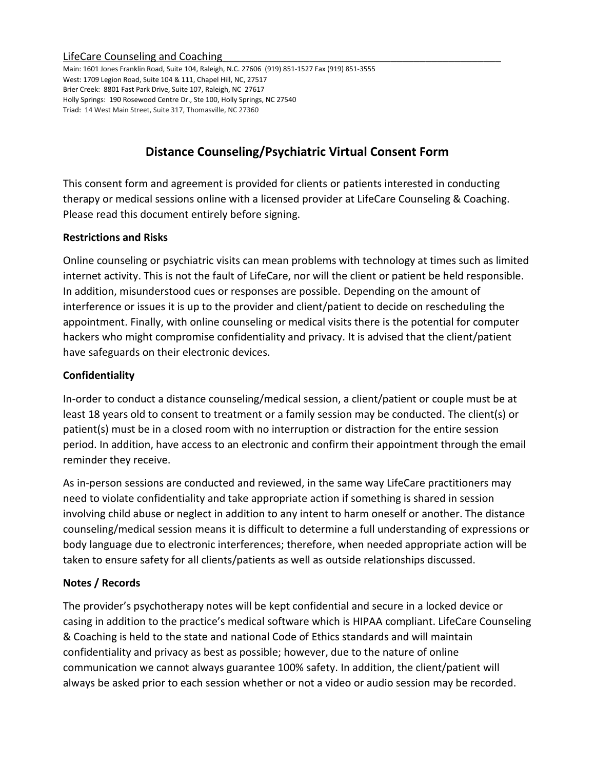LifeCare Counseling and Coaching

Main: 1601 Jones Franklin Road, Suite 104, Raleigh, N.C. 27606 (919) 851-1527 Fax (919) 851-3555
West: 1709 Legion Road, Suite 104 & 111, Chapel Hill, NC, 27517
Brier Creek: 8801 Fast Park Drive, Suite 107, Raleigh, NC 27617
Holly Springs: 190 Rosewood Centre Dr., Ste 100, Holly Springs, NC 27540
Triad: 14 West Main Street, Suite 317, Thomasville, NC 27360

# Distance Counseling/Psychiatric Virtual Consent Form

This consent form and agreement is provided for clients or patients interested in conducting therapy or medical sessions online with a licensed provider at LifeCare Counseling & Coaching. Please read this document entirely before signing.

**Restrictions and Risks**

Online counseling or psychiatric visits can mean problems with technology at times such as limited internet activity. This is not the fault of LifeCare, nor will the client or patient be held responsible. In addition, misunderstood cues or responses are possible. Depending on the amount of interference or issues it is up to the provider and client/patient to decide on rescheduling the appointment. Finally, with online counseling or medical visits there is the potential for computer hackers who might compromise confidentiality and privacy. It is advised that the client/patient have safeguards on their electronic devices.

**Confidentiality**

In-order to conduct a distance counseling/medical session, a client/patient or couple must be at least 18 years old to consent to treatment or a family session may be conducted. The client(s) or patient(s) must be in a closed room with no interruption or distraction for the entire session period. In addition, have access to an electronic and confirm their appointment through the email reminder they receive.

As in-person sessions are conducted and reviewed, in the same way LifeCare practitioners may need to violate confidentiality and take appropriate action if something is shared in session involving child abuse or neglect in addition to any intent to harm oneself or another. The distance counseling/medical session means it is difficult to determine a full understanding of expressions or body language due to electronic interferences; therefore, when needed appropriate action will be taken to ensure safety for all clients/patients as well as outside relationships discussed.

**Notes / Records**

The provider's psychotherapy notes will be kept confidential and secure in a locked device or casing in addition to the practice's medical software which is HIPAA compliant. LifeCare Counseling & Coaching is held to the state and national Code of Ethics standards and will maintain confidentiality and privacy as best as possible; however, due to the nature of online communication we cannot always guarantee 100% safety. In addition, the client/patient will always be asked prior to each session whether or not a video or audio session may be recorded.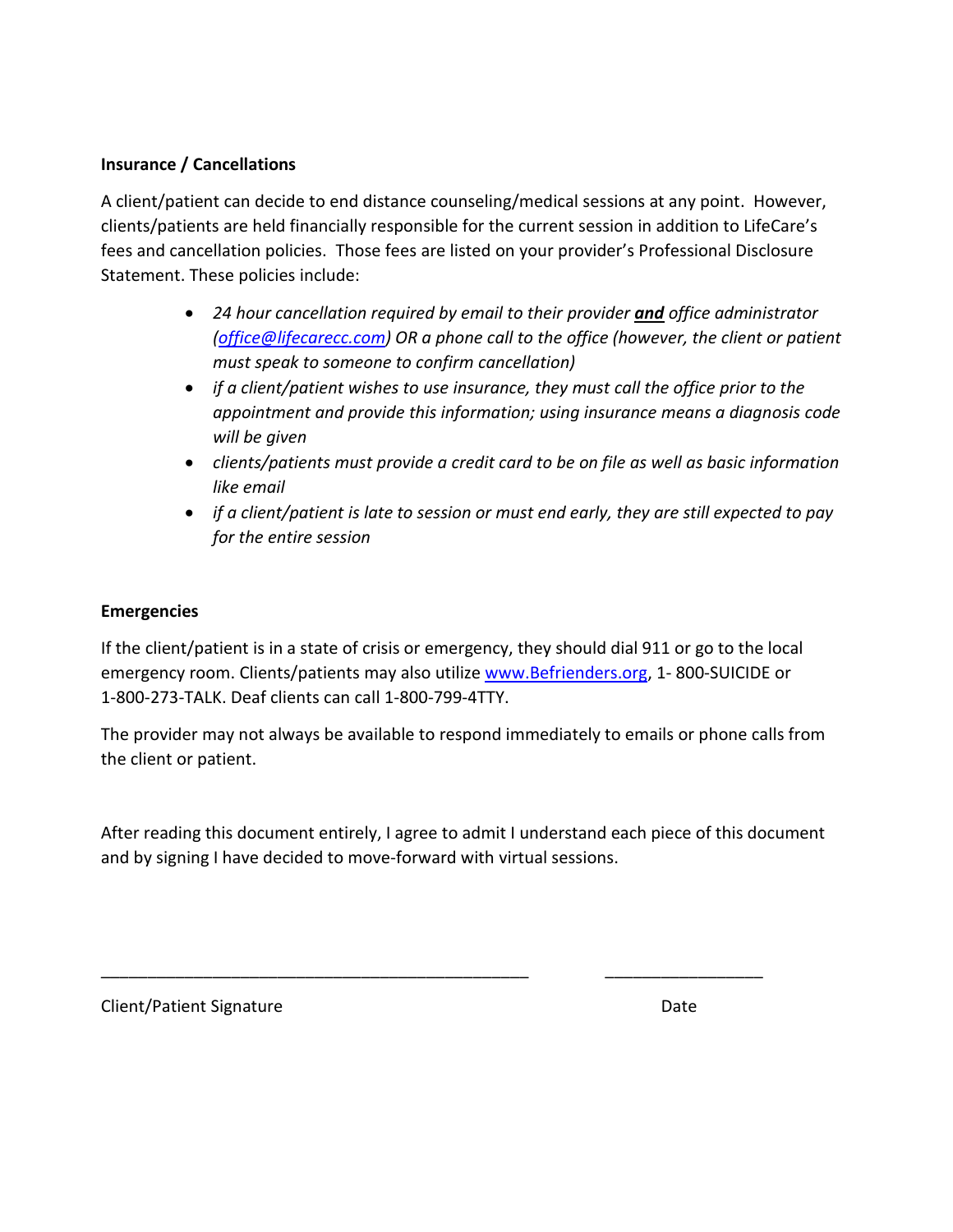**Insurance / Cancellations**

A client/patient can decide to end distance counseling/medical sessions at any point. However, clients/patients are held financially responsible for the current session in addition to LifeCare's fees and cancellation policies. Those fees are listed on your provider's Professional Disclosure Statement. These policies include:

- *24 hour cancellation required by email to their provider* ***and*** *office administrator (office@lifecarecc.com) OR a phone call to the office (however, the client or patient must speak to someone to confirm cancellation)*
- *if a client/patient wishes to use insurance, they must call the office prior to the appointment and provide this information; using insurance means a diagnosis code will be given*
- *clients/patients must provide a credit card to be on file as well as basic information like email*
- *if a client/patient is late to session or must end early, they are still expected to pay for the entire session*

**Emergencies**

If the client/patient is in a state of crisis or emergency, they should dial 911 or go to the local emergency room. Clients/patients may also utilize www.Befrienders.org, 1- 800-SUICIDE or 1-800-273-TALK. Deaf clients can call 1-800-799-4TTY.

The provider may not always be available to respond immediately to emails or phone calls from the client or patient.

After reading this document entirely, I agree to admit I understand each piece of this document and by signing I have decided to move-forward with virtual sessions.

_______________________________________________ _________________

Client/Patient Signature Date